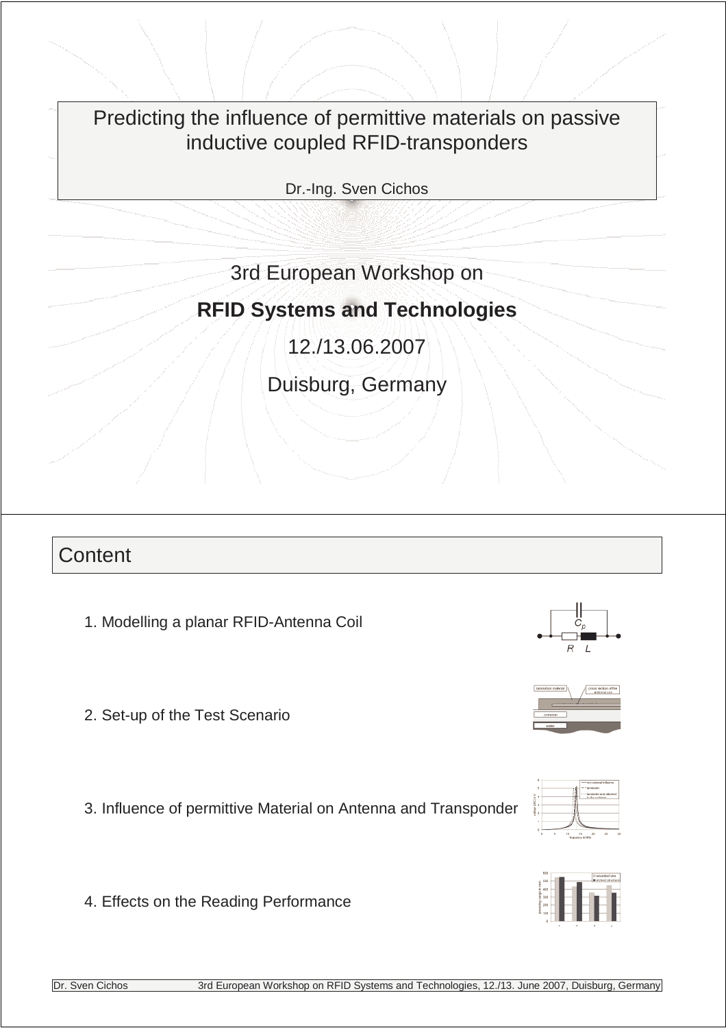# Predicting the influence of permittive materials on passive inductive coupled RFID-transponders

Dr.-Ing. Sven Cichos

3rd European Workshop on

**RFID Systems and Technologies**

12./13.06.2007

Duisburg, Germany

## Content

1. Modelling a planar RFID-Antenna Coil
2. Set-up of the Test Scenario
3. Influence of permittive Material on Antenna and Transponder
4. Effects on the Reading Performance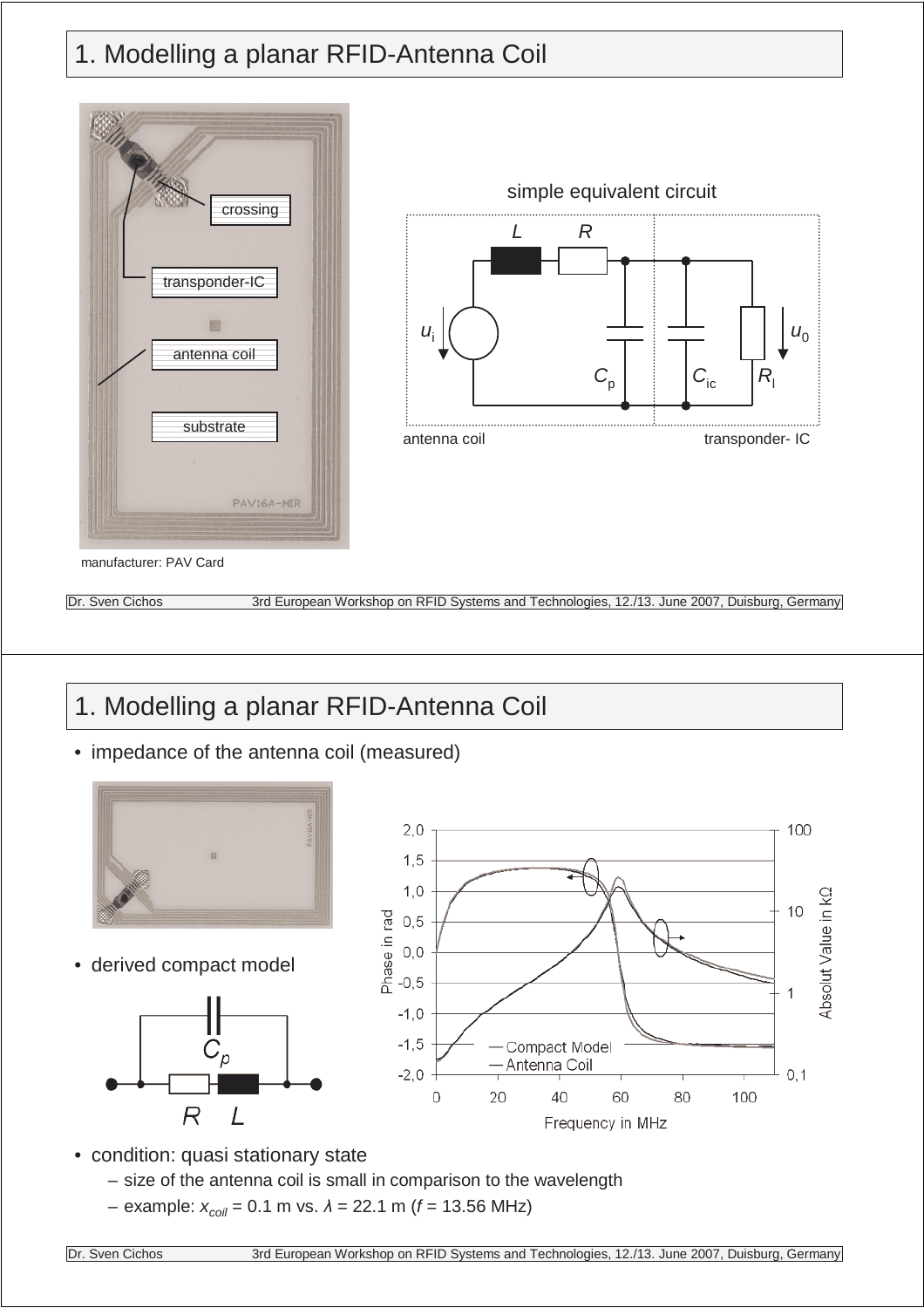# 1. Modelling a planar RFID-Antenna Coil

crossing

transponder-IC

antenna coil

substrate

manufacturer: PAV Card

simple equivalent circuit

$L$ $R$ $u_i$ $C_p$ $C_{ic}$ $R_l$ $u_0$

antenna coil transponder- IC

# 1. Modelling a planar RFID-Antenna Coil

- impedance of the antenna coil (measured)

- derived compact model

$C_p$

$R$ $L$

- condition: quasi stationary state
  - size of the antenna coil is small in comparison to the wavelength
  - example: $x_{coil}$ = 0.1 m vs. $\lambda$ = 22.1 m ($f$ = 13.56 MHz)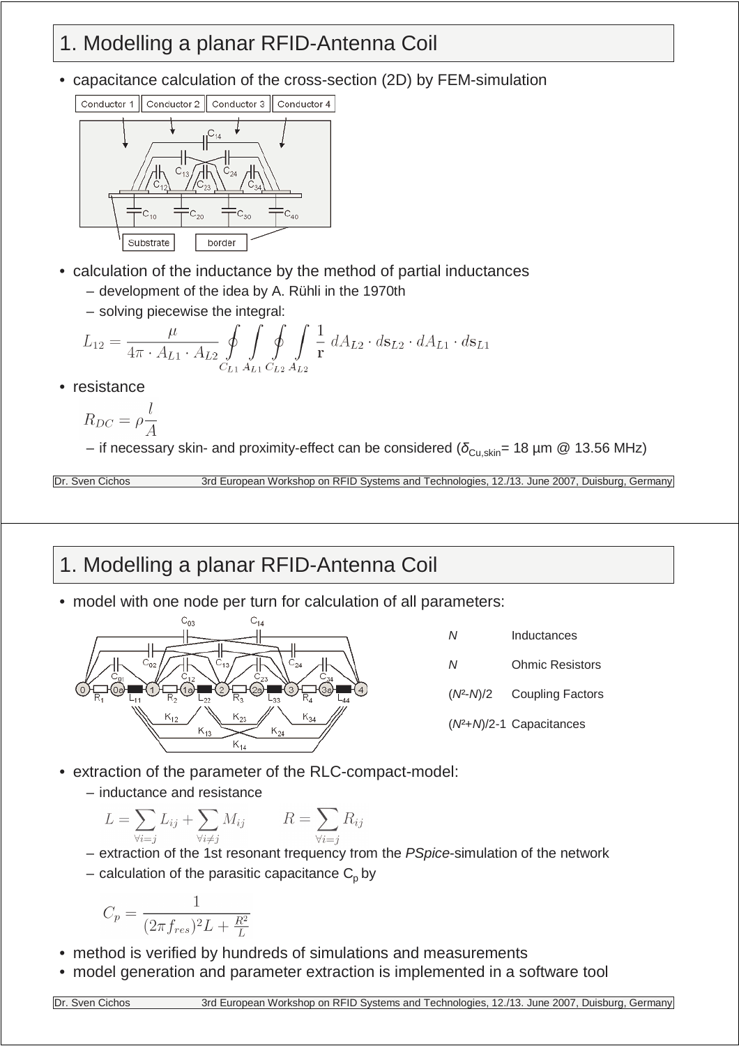# 1. Modelling a planar RFID-Antenna Coil

- capacitance calculation of the cross-section (2D) by FEM-simulation
- calculation of the inductance by the method of partial inductances
  - development of the idea by A. Rühli in the 1970th
  - solving piecewise the integral:

$$L_{12} = \frac{\mu}{4\pi \cdot A_{L1} \cdot A_{L2}} \oint_{C_{L1}} \int_{A_{L1}} \oint_{C_{L2}} \int_{A_{L2}} \frac{1}{\mathbf{r}} \, dA_{L2} \cdot d\mathbf{s}_{L2} \cdot dA_{L1} \cdot d\mathbf{s}_{L1}$$

- resistance

$$R_{DC} = \rho \frac{l}{A}$$

  - if necessary skin- and proximity-effect can be considered ($\delta_{Cu,skin}$= 18 µm @ 13.56 MHz)

# 1. Modelling a planar RFID-Antenna Coil

- model with one node per turn for calculation of all parameters:

| | |
|---|---|
| $N$ | Inductances |
| $N$ | Ohmic Resistors |
| $(N^2-N)/2$ | Coupling Factors |
| $(N^2+N)/2-1$ | Capacitances |

- extraction of the parameter of the RLC-compact-model:
  - inductance and resistance

$$L = \sum_{\forall i=j} L_{ij} + \sum_{\forall i \neq j} M_{ij} \qquad R = \sum_{\forall i=j} R_{ij}$$

  - extraction of the 1st resonant frequency from the *PSpice*-simulation of the network
  - calculation of the parasitic capacitance $C_p$ by

$$C_p = \frac{1}{(2\pi f_{res})^2 L + \frac{R^2}{L}}$$

- method is verified by hundreds of simulations and measurements
- model generation and parameter extraction is implemented in a software tool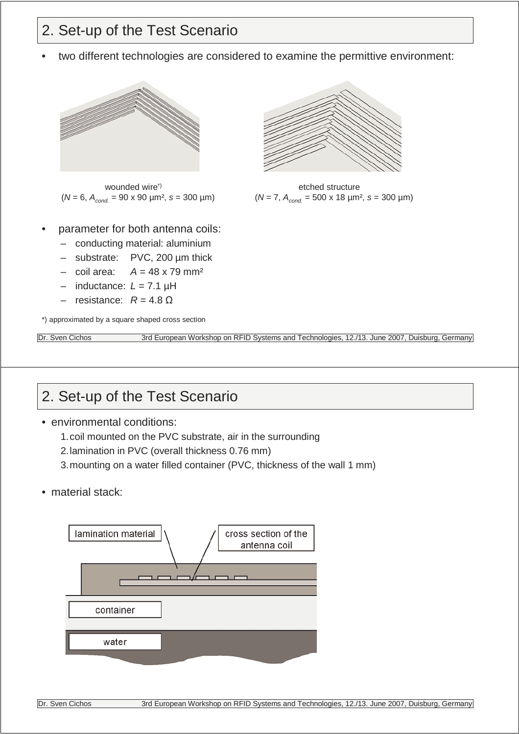## 2. Set-up of the Test Scenario

- two different technologies are considered to examine the permittive environment:

wounded wire*)
($N = 6$, $A_{cond.} = 90 \times 90$ µm², $s = 300$ µm)

etched structure
($N = 7$, $A_{cond.} = 500 \times 18$ µm², $s = 300$ µm)

- parameter for both antenna coils:
  - conducting material: aluminium
  - substrate: PVC, 200 µm thick
  - coil area: $A = 48 \times 79$ mm²
  - inductance: $L = 7.1$ µH
  - resistance: $R = 4.8\ \Omega$

*) approximated by a square shaped cross section

## 2. Set-up of the Test Scenario

- environmental conditions:
  1. coil mounted on the PVC substrate, air in the surrounding
  2. lamination in PVC (overall thickness 0.76 mm)
  3. mounting on a water filled container (PVC, thickness of the wall 1 mm)

- material stack:

lamination material

cross section of the antenna coil

container

water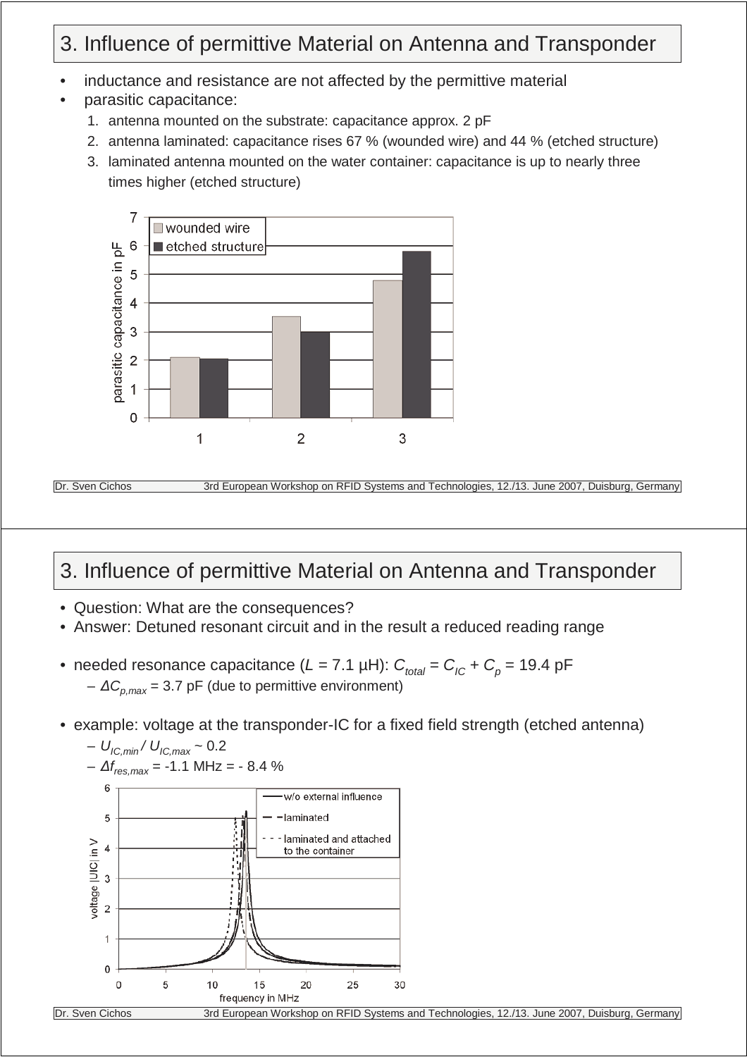## 3. Influence of permittive Material on Antenna and Transponder

- inductance and resistance are not affected by the permittive material
- parasitic capacitance:
  1. antenna mounted on the substrate: capacitance approx. 2 pF
  2. antenna laminated: capacitance rises 67 % (wounded wire) and 44 % (etched structure)
  3. laminated antenna mounted on the water container: capacitance is up to nearly three times higher (etched structure)

## 3. Influence of permittive Material on Antenna and Transponder

- Question: What are the consequences?
- Answer: Detuned resonant circuit and in the result a reduced reading range

- needed resonance capacitance ($L$ = 7.1 µH): $C_{total} = C_{IC} + C_p$ = 19.4 pF
  - $\Delta C_{p,max}$ = 3.7 pF (due to permittive environment)

- example: voltage at the transponder-IC for a fixed field strength (etched antenna)
  - $U_{IC,min} / U_{IC,max} \sim 0.2$
  - $\Delta f_{res,max}$ = -1.1 MHz = - 8.4 %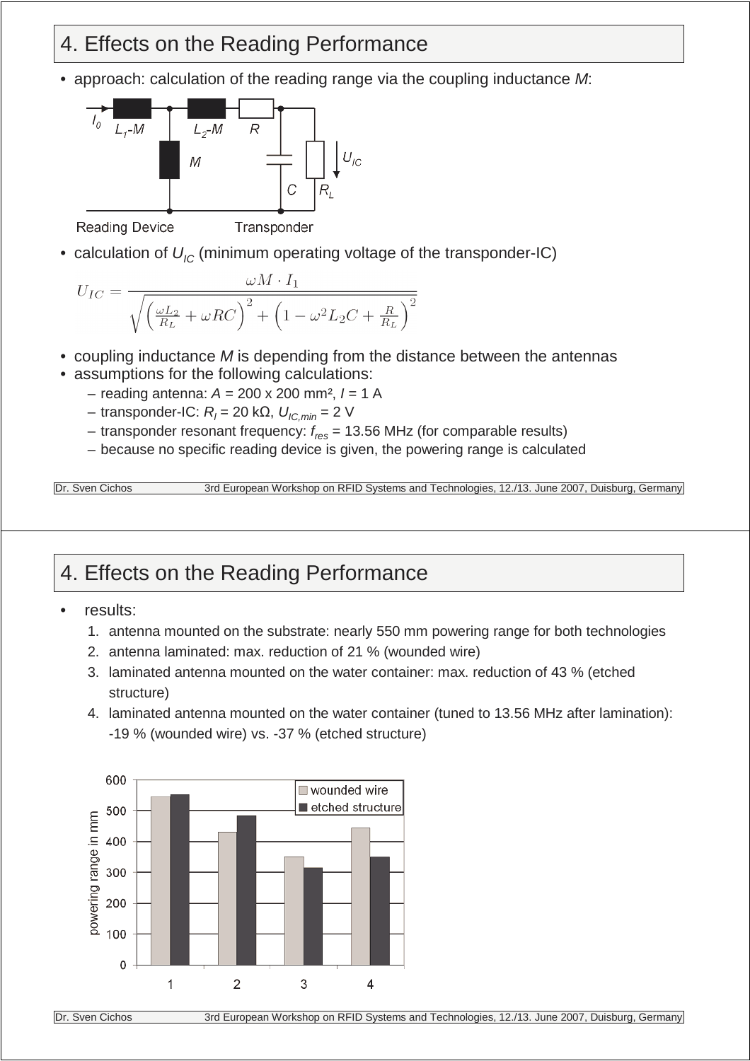# 4. Effects on the Reading Performance

- approach: calculation of the reading range via the coupling inductance *M*:

- calculation of $U_{IC}$ (minimum operating voltage of the transponder-IC)

$$U_{IC} = \frac{\omega M \cdot I_1}{\sqrt{\left(\frac{\omega L_2}{R_L} + \omega RC\right)^2 + \left(1 - \omega^2 L_2 C + \frac{R}{R_L}\right)^2}}$$

- coupling inductance *M* is depending from the distance between the antennas
- assumptions for the following calculations:
  - reading antenna: $A$ = 200 x 200 mm², $I$ = 1 A
  - transponder-IC: $R_l$ = 20 kΩ, $U_{IC,min}$ = 2 V
  - transponder resonant frequency: $f_{res}$ = 13.56 MHz (for comparable results)
  - because no specific reading device is given, the powering range is calculated

# 4. Effects on the Reading Performance

- results:
  1. antenna mounted on the substrate: nearly 550 mm powering range for both technologies
  2. antenna laminated: max. reduction of 21 % (wounded wire)
  3. laminated antenna mounted on the water container: max. reduction of 43 % (etched structure)
  4. laminated antenna mounted on the water container (tuned to 13.56 MHz after lamination): -19 % (wounded wire) vs. -37 % (etched structure)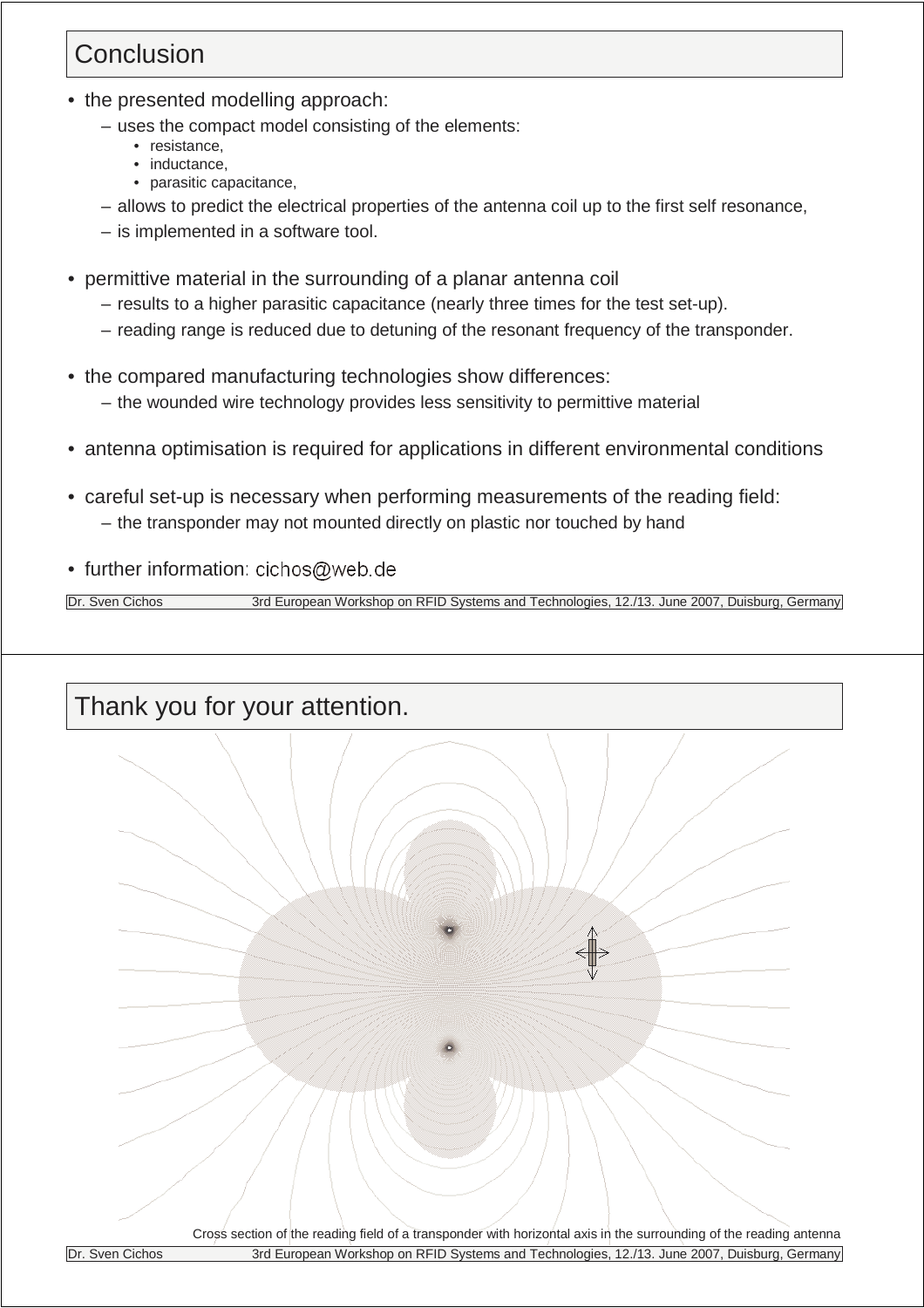## Conclusion

- the presented modelling approach:
  - uses the compact model consisting of the elements:
    - resistance,
    - inductance,
    - parasitic capacitance,
  - allows to predict the electrical properties of the antenna coil up to the first self resonance,
  - is implemented in a software tool.

- permittive material in the surrounding of a planar antenna coil
  - results to a higher parasitic capacitance (nearly three times for the test set-up).
  - reading range is reduced due to detuning of the resonant frequency of the transponder.

- the compared manufacturing technologies show differences:
  - the wounded wire technology provides less sensitivity to permittive material

- antenna optimisation is required for applications in different environmental conditions

- careful set-up is necessary when performing measurements of the reading field:
  - the transponder may not mounted directly on plastic nor touched by hand

- further information: cichos@web.de

## Thank you for your attention.

Cross section of the reading field of a transponder with horizontal axis in the surrounding of the reading antenna